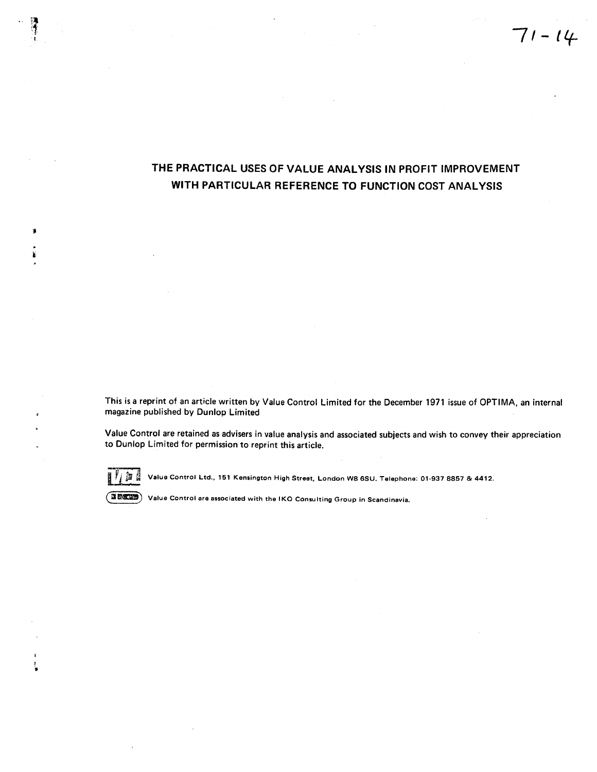71-14

# THE PRACTICAL USES OF VALUE ANALYSIS IN PROFIT IMPROVEMENT WITH PARTICULAR REFERENCE TO FUNCTION COST ANALYSIS

This is a reprint of an article written by Value Control Limited for the December 1971 issue of OPTIMA, an internal magazine published by Dunlop Limited

Value Control are retained as advisers in value analysis and associated subjects and wish to convey their appreciation to Dunlop Limited for permission to reprint this article.

Value Control Ltd., 151 Kensington High Street, London W8 6SU. Telephone: 01-937 8857 & 4412.

Value Control are associated with the IKO Consulting Group in Scandinavia.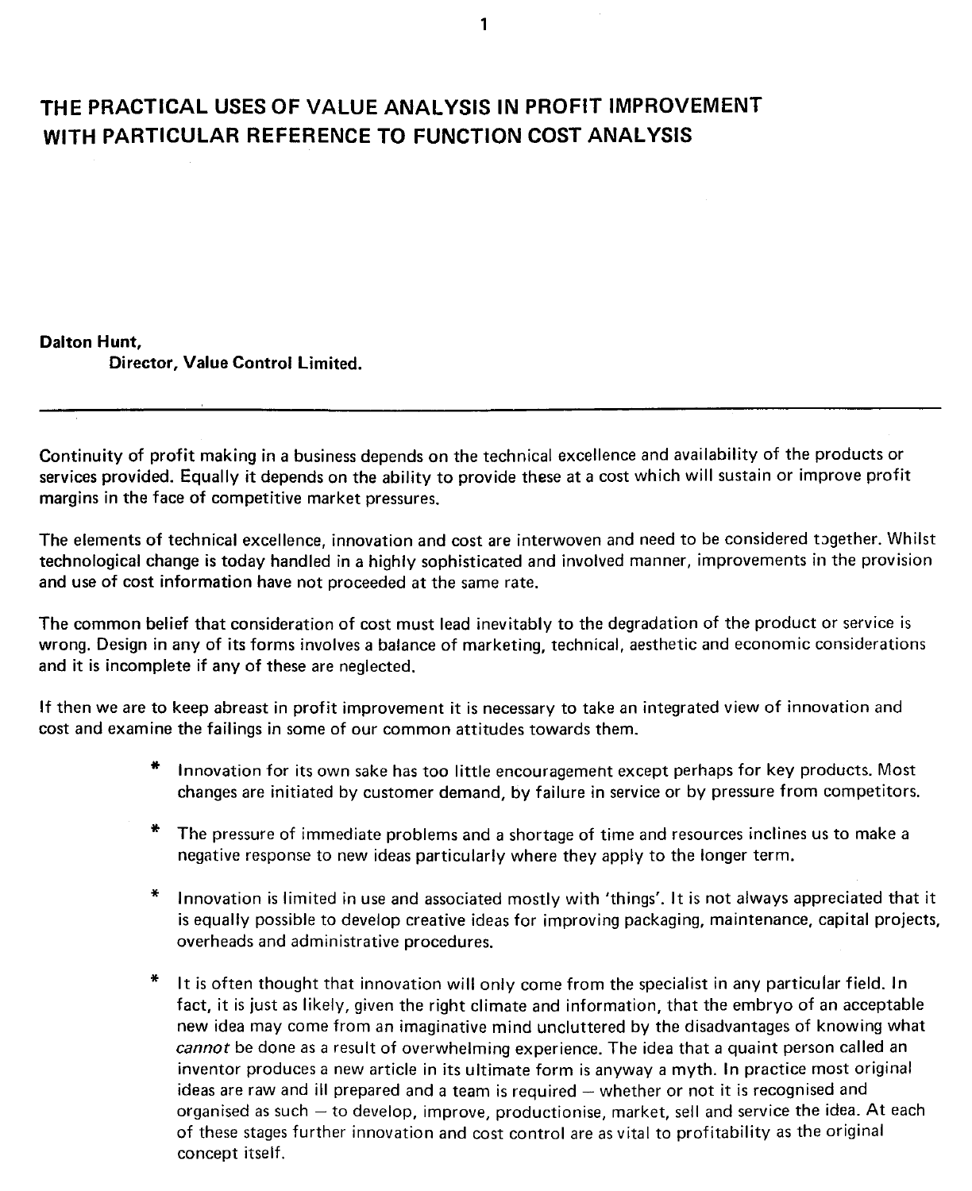# THE PRACTICAL USES OF VALUE ANALYSIS IN PROFIT IMPROVEMENT WITH PARTICULAR REFERENCE TO FUNCTION COST ANALYSIS

**Dalton Hunt,**
**Director, Value Control Limited.**

---

Continuity of profit making in a business depends on the technical excellence and availability of the products or services provided. Equally it depends on the ability to provide these at a cost which will sustain or improve profit margins in the face of competitive market pressures.

The elements of technical excellence, innovation and cost are interwoven and need to be considered together. Whilst technological change is today handled in a highly sophisticated and involved manner, improvements in the provision and use of cost information have not proceeded at the same rate.

The common belief that consideration of cost must lead inevitably to the degradation of the product or service is wrong. Design in any of its forms involves a balance of marketing, technical, aesthetic and economic considerations and it is incomplete if any of these are neglected.

If then we are to keep abreast in profit improvement it is necessary to take an integrated view of innovation and cost and examine the failings in some of our common attitudes towards them.

* Innovation for its own sake has too little encouragement except perhaps for key products. Most changes are initiated by customer demand, by failure in service or by pressure from competitors.

* The pressure of immediate problems and a shortage of time and resources inclines us to make a negative response to new ideas particularly where they apply to the longer term.

* Innovation is limited in use and associated mostly with 'things'. It is not always appreciated that it is equally possible to develop creative ideas for improving packaging, maintenance, capital projects, overheads and administrative procedures.

* It is often thought that innovation will only come from the specialist in any particular field. In fact, it is just as likely, given the right climate and information, that the embryo of an acceptable new idea may come from an imaginative mind uncluttered by the disadvantages of knowing what *cannot* be done as a result of overwhelming experience. The idea that a quaint person called an inventor produces a new article in its ultimate form is anyway a myth. In practice most original ideas are raw and ill prepared and a team is required – whether or not it is recognised and organised as such – to develop, improve, productionise, market, sell and service the idea. At each of these stages further innovation and cost control are as vital to profitability as the original concept itself.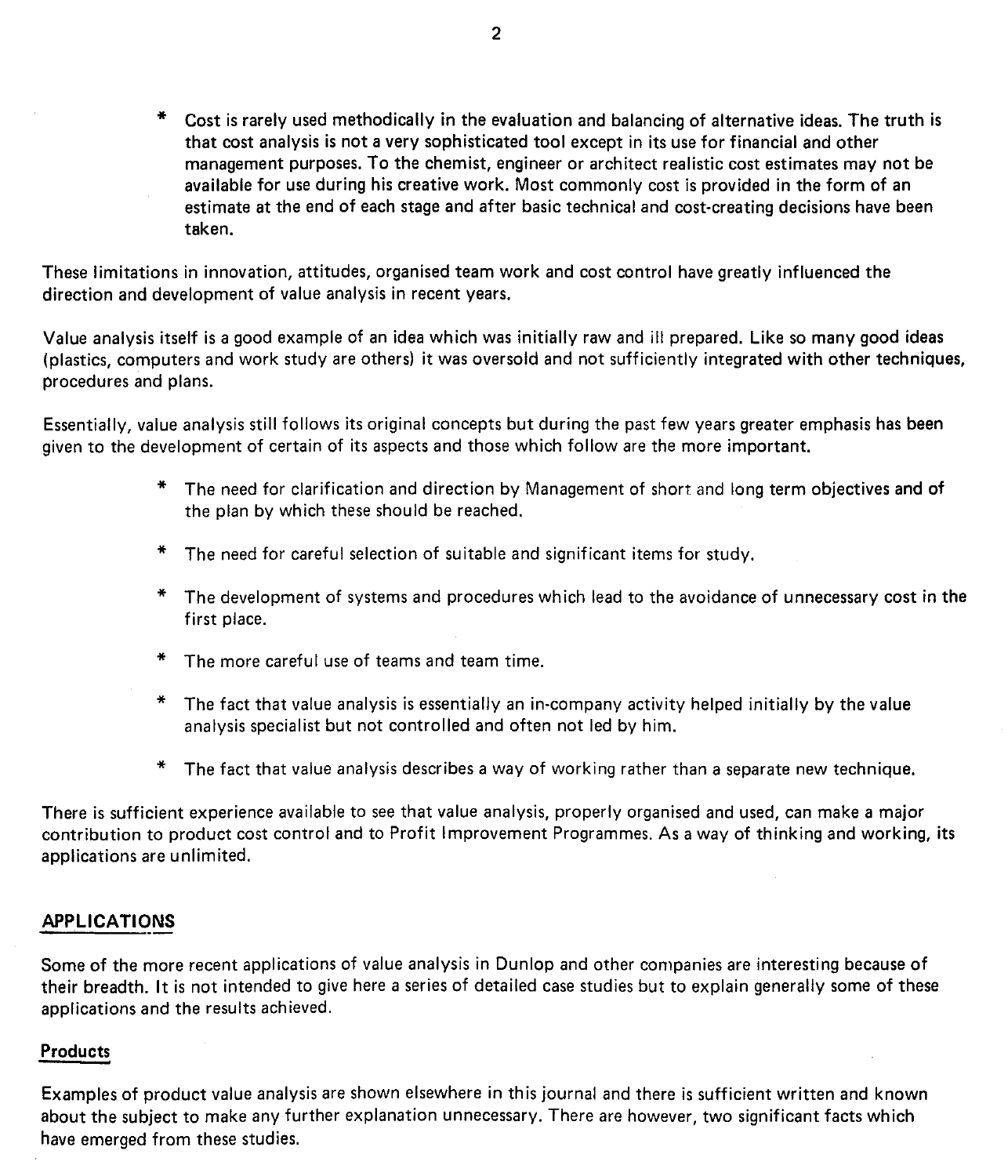* Cost is rarely used methodically in the evaluation and balancing of alternative ideas. The truth is that cost analysis is not a very sophisticated tool except in its use for financial and other management purposes. To the chemist, engineer or architect realistic cost estimates may not be available for use during his creative work. Most commonly cost is provided in the form of an estimate at the end of each stage and after basic technical and cost-creating decisions have been taken.

These limitations in innovation, attitudes, organised team work and cost control have greatly influenced the direction and development of value analysis in recent years.

Value analysis itself is a good example of an idea which was initially raw and ill prepared. Like so many good ideas (plastics, computers and work study are others) it was oversold and not sufficiently integrated with other techniques, procedures and plans.

Essentially, value analysis still follows its original concepts but during the past few years greater emphasis has been given to the development of certain of its aspects and those which follow are the more important.

* The need for clarification and direction by Management of short and long term objectives and of the plan by which these should be reached.

* The need for careful selection of suitable and significant items for study.

* The development of systems and procedures which lead to the avoidance of unnecessary cost in the first place.

* The more careful use of teams and team time.

* The fact that value analysis is essentially an in-company activity helped initially by the value analysis specialist but not controlled and often not led by him.

* The fact that value analysis describes a way of working rather than a separate new technique.

There is sufficient experience available to see that value analysis, properly organised and used, can make a major contribution to product cost control and to Profit Improvement Programmes. As a way of thinking and working, its applications are unlimited.

## APPLICATIONS

Some of the more recent applications of value analysis in Dunlop and other companies are interesting because of their breadth. It is not intended to give here a series of detailed case studies but to explain generally some of these applications and the results achieved.

### Products

Examples of product value analysis are shown elsewhere in this journal and there is sufficient written and known about the subject to make any further explanation unnecessary. There are however, two significant facts which have emerged from these studies.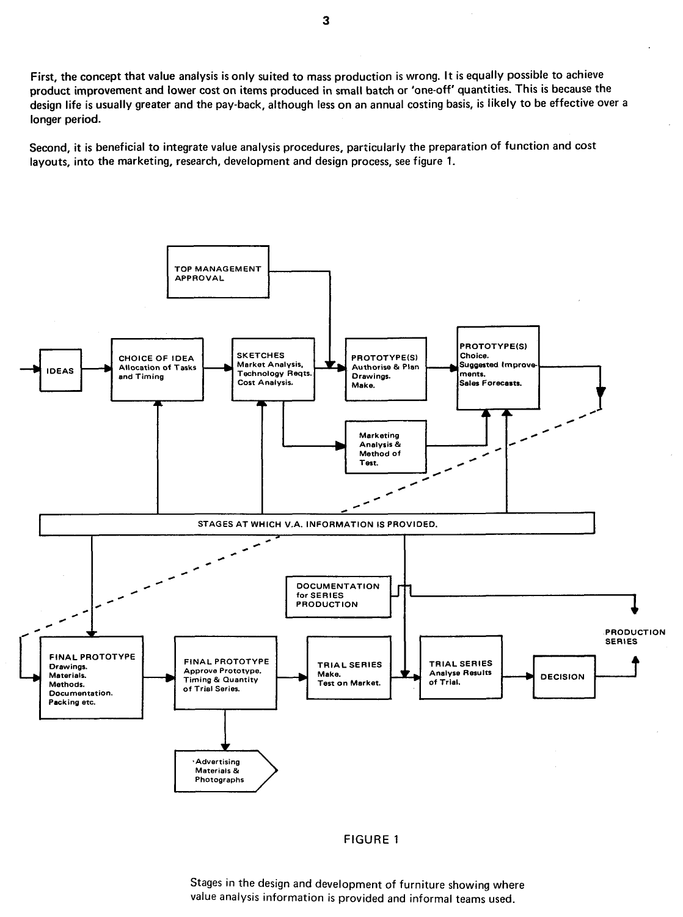First, the concept that value analysis is only suited to mass production is wrong. It is equally possible to achieve product improvement and lower cost on items produced in small batch or 'one-off' quantities. This is because the design life is usually greater and the pay-back, although less on an annual costing basis, is likely to be effective over a longer period.

Second, it is beneficial to integrate value analysis procedures, particularly the preparation of function and cost layouts, into the marketing, research, development and design process, see figure 1.

TOP MANAGEMENT APPROVAL

IDEAS

CHOICE OF IDEA
Allocation of Tasks and Timing

SKETCHES
Market Analysis, Technology Reqts. Cost Analysis.

PROTOTYPE(S)
Authorise & Plan Drawings. Make.

PROTOTYPE(S)
Choice. Suggested Improvements. Sales Forecasts.

Marketing Analysis & Method of Test.

STAGES AT WHICH V.A. INFORMATION IS PROVIDED.

DOCUMENTATION for SERIES PRODUCTION

PRODUCTION SERIES

FINAL PROTOTYPE
Drawings. Materials. Methods. Documentation. Packing etc.

FINAL PROTOTYPE
Approve Prototype. Timing & Quantity of Trial Series.

TRIAL SERIES
Make. Test on Market.

TRIAL SERIES
Analyse Results of Trial.

DECISION

Advertising Materials & Photographs

FIGURE 1

Stages in the design and development of furniture showing where value analysis information is provided and informal teams used.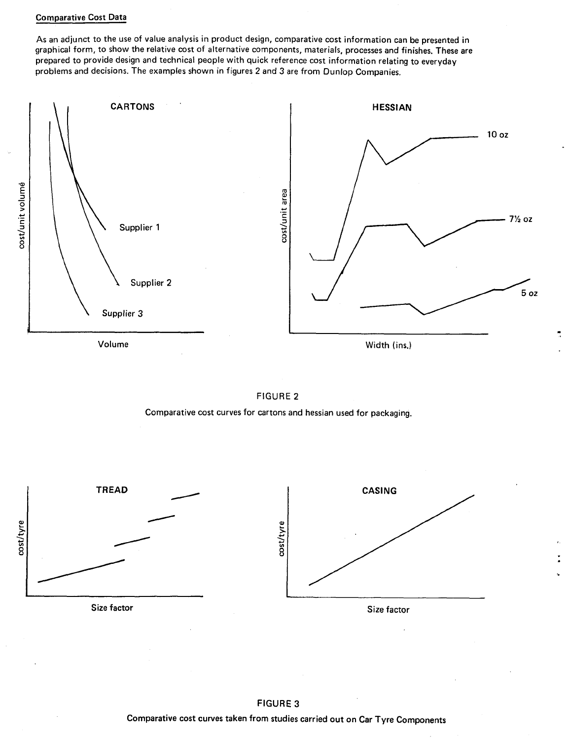Comparative Cost Data

As an adjunct to the use of value analysis in product design, comparative cost information can be presented in graphical form, to show the relative cost of alternative components, materials, processes and finishes. These are prepared to provide design and technical people with quick reference cost information relating to everyday problems and decisions. The examples shown in figures 2 and 3 are from Dunlop Companies.

FIGURE 2

Comparative cost curves for cartons and hessian used for packaging.

FIGURE 3

Comparative cost curves taken from studies carried out on Car Tyre Components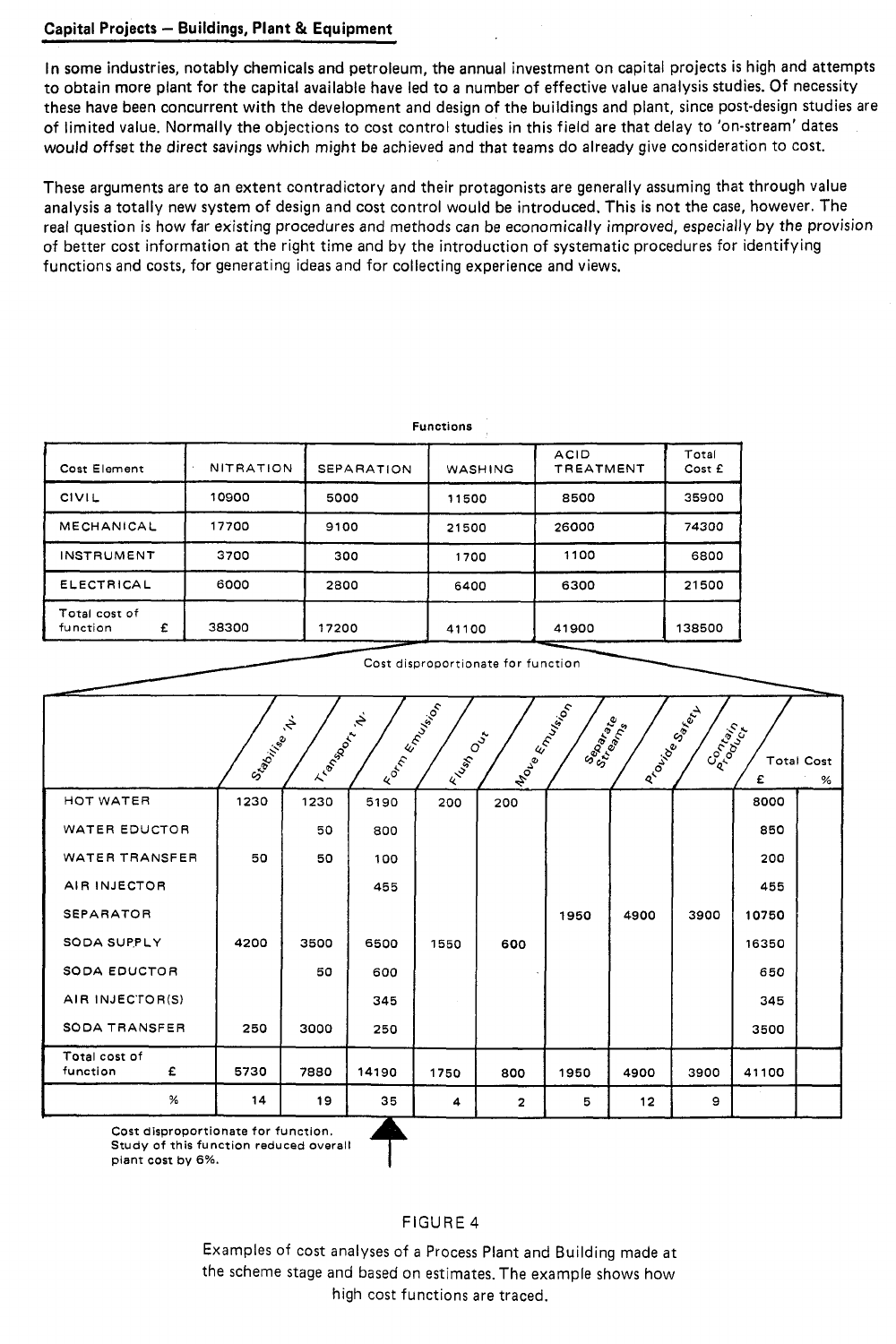## Capital Projects – Buildings, Plant & Equipment

In some industries, notably chemicals and petroleum, the annual investment on capital projects is high and attempts to obtain more plant for the capital available have led to a number of effective value analysis studies. Of necessity these have been concurrent with the development and design of the buildings and plant, since post-design studies are of limited value. Normally the objections to cost control studies in this field are that delay to 'on-stream' dates would offset the direct savings which might be achieved and that teams do already give consideration to cost.

These arguments are to an extent contradictory and their protagonists are generally assuming that through value analysis a totally new system of design and cost control would be introduced. This is not the case, however. The real question is how far existing procedures and methods can be economically improved, especially by the provision of better cost information at the right time and by the introduction of systematic procedures for identifying functions and costs, for generating ideas and for collecting experience and views.

**Functions**

| Cost Element | NITRATION | SEPARATION | WASHING | ACID TREATMENT | Total Cost £ |
|---|---|---|---|---|---|
| CIVIL | 10900 | 5000 | 11500 | 8500 | 35900 |
| MECHANICAL | 17700 | 9100 | 21500 | 26000 | 74300 |
| INSTRUMENT | 3700 | 300 | 1700 | 1100 | 6800 |
| ELECTRICAL | 6000 | 2800 | 6400 | 6300 | 21500 |
| Total cost of function £ | 38300 | 17200 | 41100 | 41900 | 138500 |

Cost disproportionate for function

| | Stabilise 'N' | Transport 'N' | Form Emulsion | Flush Out | Move Emulsion | Separate Streams | Provide Safety | Contain Product | Total Cost £ | % |
|---|---|---|---|---|---|---|---|---|---|---|
| HOT WATER | 1230 | 1230 | 5190 | 200 | 200 | | | | 8000 | |
| WATER EDUCTOR | | 50 | 800 | | | | | | 850 | |
| WATER TRANSFER | 50 | 50 | 100 | | | | | | 200 | |
| AIR INJECTOR | | | 455 | | | | | | 455 | |
| SEPARATOR | | | | | | 1950 | 4900 | 3900 | 10750 | |
| SODA SUPPLY | 4200 | 3500 | 6500 | 1550 | 600 | | | | 16350 | |
| SODA EDUCTOR | | 50 | 600 | | | | | | 650 | |
| AIR INJECTOR(S) | | | 345 | | | | | | 345 | |
| SODA TRANSFER | 250 | 3000 | 250 | | | | | | 3500 | |
| Total cost of function £ | 5730 | 7880 | 14190 | 1750 | 800 | 1950 | 4900 | 3900 | 41100 | |
| % | 14 | 19 | 35 | 4 | 2 | 5 | 12 | 9 | | |

Cost disproportionate for function. Study of this function reduced overall plant cost by 6%.

FIGURE 4

Examples of cost analyses of a Process Plant and Building made at the scheme stage and based on estimates. The example shows how high cost functions are traced.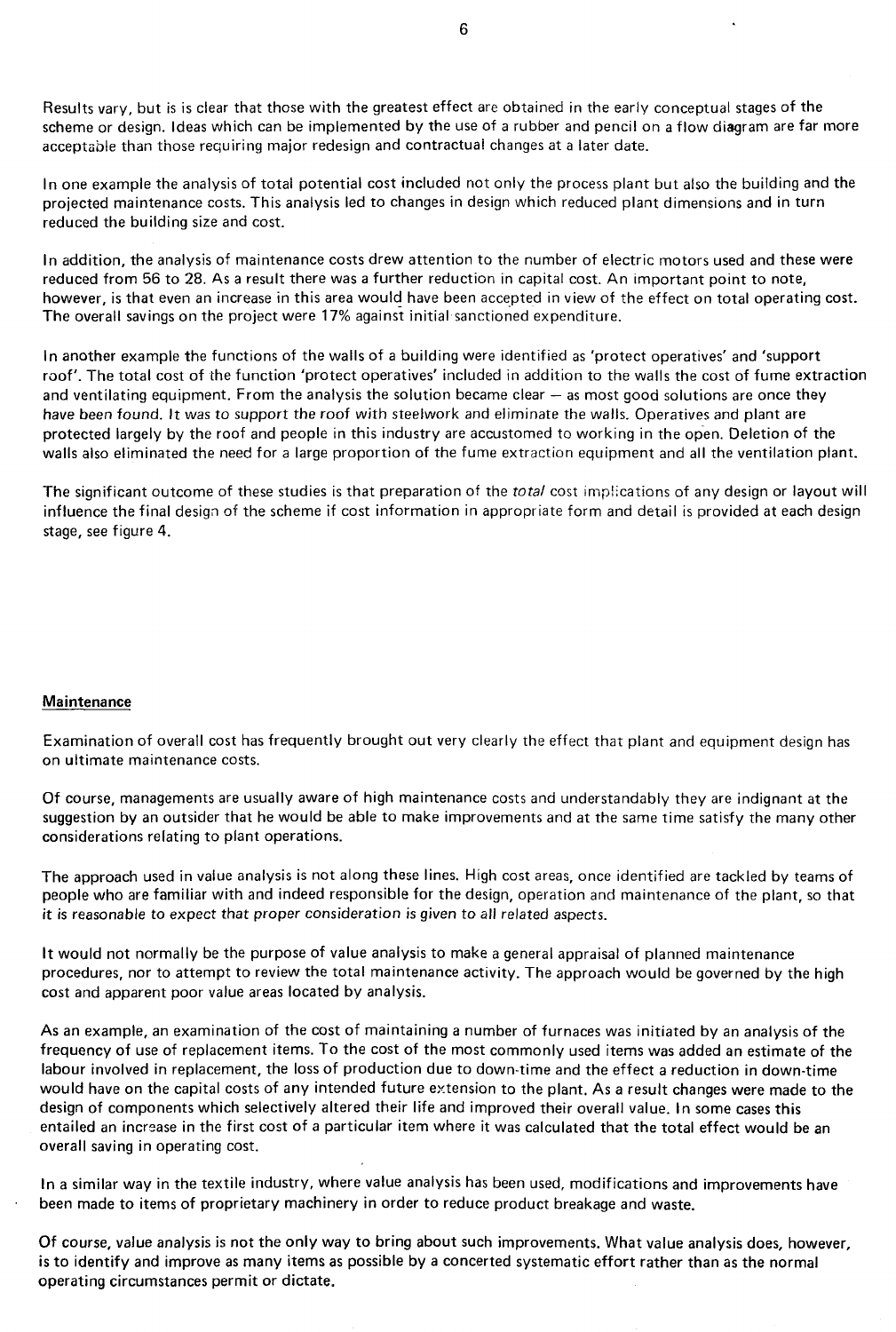Results vary, but is is clear that those with the greatest effect are obtained in the early conceptual stages of the scheme or design. Ideas which can be implemented by the use of a rubber and pencil on a flow diagram are far more acceptable than those requiring major redesign and contractual changes at a later date.

In one example the analysis of total potential cost included not only the process plant but also the building and the projected maintenance costs. This analysis led to changes in design which reduced plant dimensions and in turn reduced the building size and cost.

In addition, the analysis of maintenance costs drew attention to the number of electric motors used and these were reduced from 56 to 28. As a result there was a further reduction in capital cost. An important point to note, however, is that even an increase in this area would have been accepted in view of the effect on total operating cost. The overall savings on the project were 17% against initial sanctioned expenditure.

In another example the functions of the walls of a building were identified as 'protect operatives' and 'support roof'. The total cost of the function 'protect operatives' included in addition to the walls the cost of fume extraction and ventilating equipment. From the analysis the solution became clear – as most good solutions are once they have been found. It was to support the roof with steelwork and eliminate the walls. Operatives and plant are protected largely by the roof and people in this industry are accustomed to working in the open. Deletion of the walls also eliminated the need for a large proportion of the fume extraction equipment and all the ventilation plant.

The significant outcome of these studies is that preparation of the *total* cost implications of any design or layout will influence the final design of the scheme if cost information in appropriate form and detail is provided at each design stage, see figure 4.

## Maintenance

Examination of overall cost has frequently brought out very clearly the effect that plant and equipment design has on ultimate maintenance costs.

Of course, managements are usually aware of high maintenance costs and understandably they are indignant at the suggestion by an outsider that he would be able to make improvements and at the same time satisfy the many other considerations relating to plant operations.

The approach used in value analysis is not along these lines. High cost areas, once identified are tackled by teams of people who are familiar with and indeed responsible for the design, operation and maintenance of the plant, so that it is reasonable to expect that proper consideration is given to all related aspects.

It would not normally be the purpose of value analysis to make a general appraisal of planned maintenance procedures, nor to attempt to review the total maintenance activity. The approach would be governed by the high cost and apparent poor value areas located by analysis.

As an example, an examination of the cost of maintaining a number of furnaces was initiated by an analysis of the frequency of use of replacement items. To the cost of the most commonly used items was added an estimate of the labour involved in replacement, the loss of production due to down-time and the effect a reduction in down-time would have on the capital costs of any intended future extension to the plant. As a result changes were made to the design of components which selectively altered their life and improved their overall value. In some cases this entailed an increase in the first cost of a particular item where it was calculated that the total effect would be an overall saving in operating cost.

In a similar way in the textile industry, where value analysis has been used, modifications and improvements have been made to items of proprietary machinery in order to reduce product breakage and waste.

Of course, value analysis is not the only way to bring about such improvements. What value analysis does, however, is to identify and improve as many items as possible by a concerted systematic effort rather than as the normal operating circumstances permit or dictate.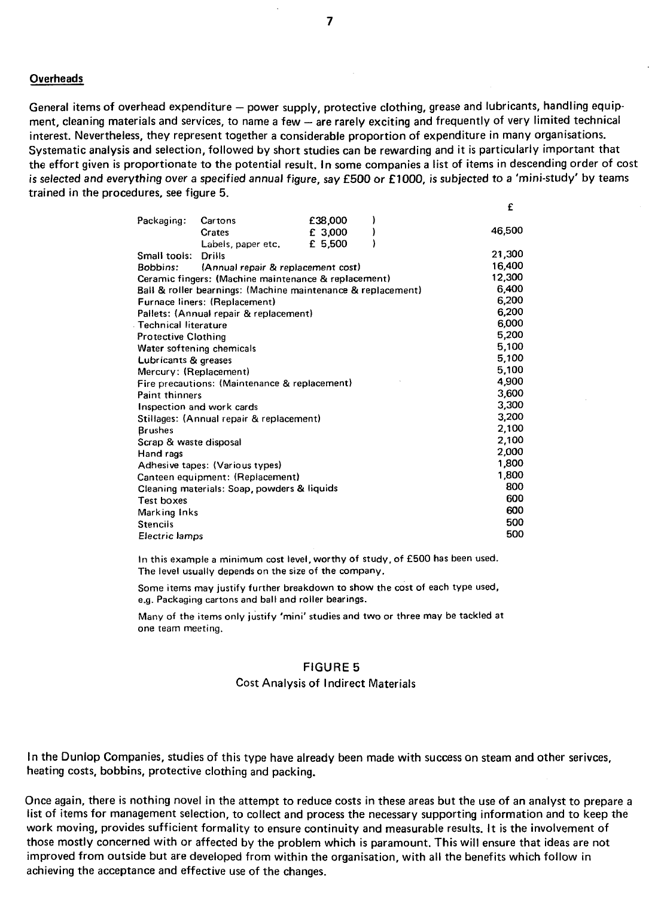**Overheads**

General items of overhead expenditure – power supply, protective clothing, grease and lubricants, handling equipment, cleaning materials and services, to name a few – are rarely exciting and frequently of very limited technical interest. Nevertheless, they represent together a considerable proportion of expenditure in many organisations. Systematic analysis and selection, followed by short studies can be rewarding and it is particularly important that the effort given is proportionate to the potential result. In some companies a list of items in descending order of cost is selected and everything over a specified annual figure, say £500 or £1000, is subjected to a 'mini-study' by teams trained in the procedures, see figure 5.

| Item | | | £ |
|---|---|---|---|
| Packaging: | Cartons | £38,000 | |
| | Crates | £ 3,000 | 46,500 |
| | Labels, paper etc. | £ 5,500 | |
| Small tools: | Drills | | 21,300 |
| Bobbins: | (Annual repair & replacement cost) | | 16,400 |
| Ceramic fingers: (Machine maintenance & replacement) | | | 12,300 |
| Ball & roller bearnings: (Machine maintenance & replacement) | | | 6,400 |
| Furnace liners: (Replacement) | | | 6,200 |
| Pallets: (Annual repair & replacement) | | | 6,200 |
| Technical literature | | | 6,000 |
| Protective Clothing | | | 5,200 |
| Water softening chemicals | | | 5,100 |
| Lubricants & greases | | | 5,100 |
| Mercury: (Replacement) | | | 5,100 |
| Fire precautions: (Maintenance & replacement) | | | 4,900 |
| Paint thinners | | | 3,600 |
| Inspection and work cards | | | 3,300 |
| Stillages: (Annual repair & replacement) | | | 3,200 |
| Brushes | | | 2,100 |
| Scrap & waste disposal | | | 2,100 |
| Hand rags | | | 2,000 |
| Adhesive tapes: (Various types) | | | 1,800 |
| Canteen equipment: (Replacement) | | | 1,800 |
| Cleaning materials: Soap, powders & liquids | | | 800 |
| Test boxes | | | 600 |
| Marking Inks | | | 600 |
| Stencils | | | 500 |
| Electric lamps | | | 500 |

In this example a minimum cost level, worthy of study, of £500 has been used. The level usually depends on the size of the company.

Some items may justify further breakdown to show the cost of each type used, e.g. Packaging cartons and ball and roller bearings.

Many of the items only justify 'mini' studies and two or three may be tackled at one team meeting.

FIGURE 5
Cost Analysis of Indirect Materials

In the Dunlop Companies, studies of this type have already been made with success on steam and other serivces, heating costs, bobbins, protective clothing and packing.

Once again, there is nothing novel in the attempt to reduce costs in these areas but the use of an analyst to prepare a list of items for management selection, to collect and process the necessary supporting information and to keep the work moving, provides sufficient formality to ensure continuity and measurable results. It is the involvement of those mostly concerned with or affected by the problem which is paramount. This will ensure that ideas are not improved from outside but are developed from within the organisation, with all the benefits which follow in achieving the acceptance and effective use of the changes.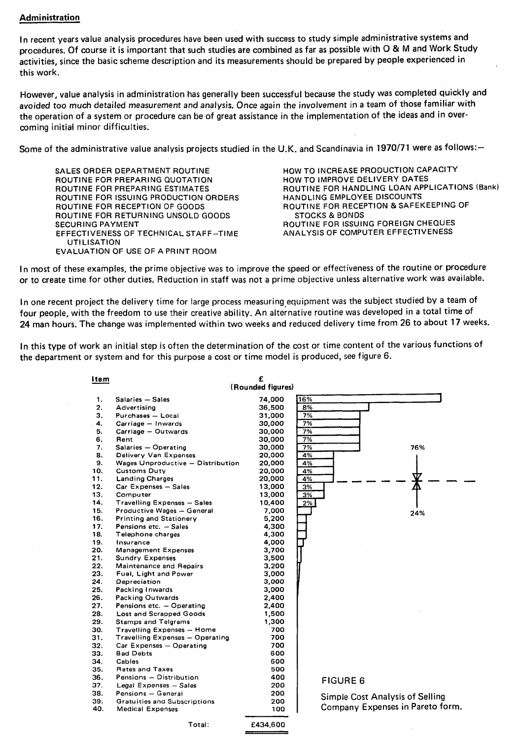## Administration

In recent years value analysis procedures have been used with success to study simple administrative systems and procedures. Of course it is important that such studies are combined as far as possible with O & M and Work Study activities, since the basic scheme description and its measurements should be prepared by people experienced in this work.

However, value analysis in administration has generally been successful because the study was completed quickly and avoided too much detailed measurement and analysis. Once again the involvement in a team of those familiar with the operation of a system or procedure can be of great assistance in the implementation of the ideas and in overcoming initial minor difficulties.

Some of the administrative value analysis projects studied in the U.K. and Scandinavia in 1970/71 were as follows:—

- SALES ORDER DEPARTMENT ROUTINE
- ROUTINE FOR PREPARING QUOTATION
- ROUTINE FOR PREPARING ESTIMATES
- ROUTINE FOR ISSUING PRODUCTION ORDERS
- ROUTINE FOR RECEPTION OF GOODS
- ROUTINE FOR RETURNING UNSOLD GOODS
- SECURING PAYMENT
- EFFECTIVENESS OF TECHNICAL STAFF—TIME UTILISATION
- EVALUATION OF USE OF A PRINT ROOM
- HOW TO INCREASE PRODUCTION CAPACITY
- HOW TO IMPROVE DELIVERY DATES
- ROUTINE FOR HANDLING LOAN APPLICATIONS (Bank)
- HANDLING EMPLOYEE DISCOUNTS
- ROUTINE FOR RECEPTION & SAFEKEEPING OF STOCKS & BONDS
- ROUTINE FOR ISSUING FOREIGN CHEQUES
- ANALYSIS OF COMPUTER EFFECTIVENESS

In most of these examples, the prime objective was to improve the speed or effectiveness of the routine or procedure or to create time for other duties. Reduction in staff was not a prime objective unless alternative work was available.

In one recent project the delivery time for large process measuring equipment was the subject studied by a team of four people, with the freedom to use their creative ability. An alternative routine was developed in a total time of 24 man hours. The change was implemented within two weeks and reduced delivery time from 26 to about 17 weeks.

In this type of work an initial step is often the determination of the cost or time content of the various functions of the department or system and for this purpose a cost or time model is produced, see figure 6.

| Item | | £ (Rounded figures) | % |
|---|---|---|---|
| 1. | Salaries – Sales | 74,000 | 16% |
| 2. | Advertising | 36,500 | 8% |
| 3. | Purchases – Local | 31,000 | 7% |
| 4. | Carriage – Inwards | 30,000 | 7% |
| 5. | Carriage – Outwards | 30,000 | 7% |
| 6. | Rent | 30,000 | 7% |
| 7. | Salaries – Operating | 30,000 | 7% |
| 8. | Delivery Van Expenses | 20,000 | 4% |
| 9. | Wages Unproductive – Distribution | 20,000 | 4% |
| 10. | Customs Duty | 20,000 | 4% |
| 11. | Landing Charges | 20,000 | 4% |
| 12. | Car Expenses – Sales | 13,000 | 3% |
| 13. | Computer | 13,000 | 3% |
| 14. | Travelling Expenses – Sales | 10,400 | 2% |
| 15. | Productive Wages – General | 7,000 | |
| 16. | Printing and Stationery | 5,200 | |
| 17. | Pensions etc. – Sales | 4,300 | |
| 18. | Telephone charges | 4,300 | |
| 19. | Insurance | 4,000 | |
| 20. | Management Expenses | 3,700 | |
| 21. | Sundry Expenses | 3,500 | |
| 22. | Maintenance and Repairs | 3,200 | |
| 23. | Fuel, Light and Power | 3,000 | |
| 24. | Depreciation | 3,000 | |
| 25. | Packing Inwards | 3,000 | |
| 26. | Packing Outwards | 2,400 | |
| 27. | Pensions etc. – Operating | 2,400 | |
| 28. | Lost and Scrapped Goods | 1,500 | |
| 29. | Stamps and Telgrams | 1,300 | |
| 30. | Travelling Expenses – Home | 700 | |
| 31. | Travelling Expenses – Operating | 700 | |
| 32. | Car Expenses – Operating | 700 | |
| 33. | Bad Debts | 600 | |
| 34. | Cables | 600 | |
| 35. | Rates and Taxes | 500 | |
| 36. | Pensions – Distribution | 400 | |
| 37. | Legal Expenses – Sales | 200 | |
| 38. | Pensions – General | 200 | |
| 39. | Gratuities and Subscriptions | 200 | |
| 40. | Medical Expenses | 100 | |
| | Total: | £434,600 | |

(Items 1–11: 76%; Items 12–40: 24%)

FIGURE 6

Simple Cost Analysis of Selling Company Expenses in Pareto form.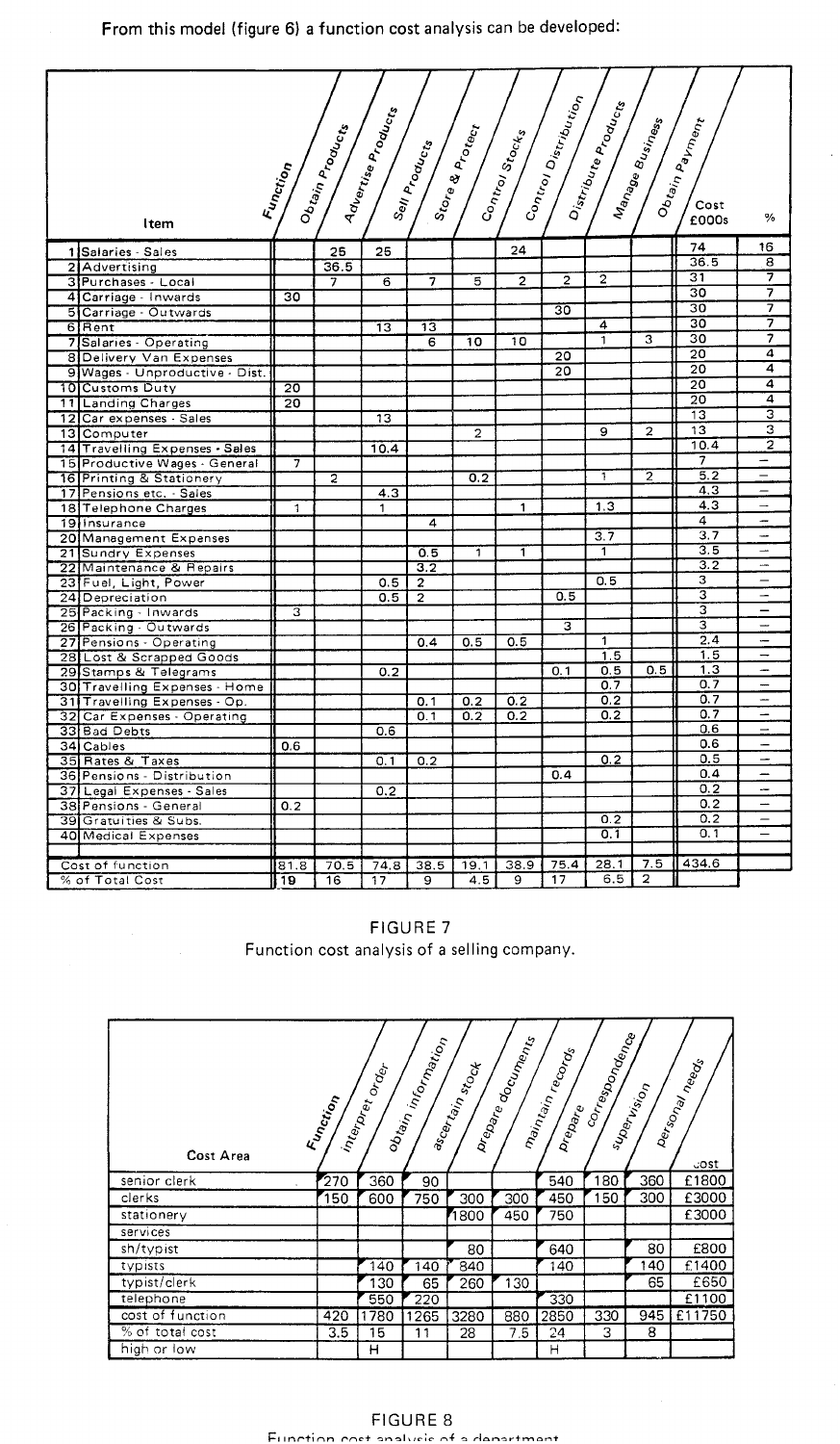From this model (figure 6) a function cost analysis can be developed:

| | Item / Function | Obtain Products | Advertise Products | Sell Products | Store & Protect | Control Stocks | Control Distribution | Distribute Products | Manage Business | Obtain Payment | Cost £000s | % |
|---|---|---|---|---|---|---|---|---|---|---|---|---|
| 1 | Salaries - Sales | | 25 | 25 | | | 24 | | | | 74 | 16 |
| 2 | Advertising | | 36.5 | | | | | | | | 36.5 | 8 |
| 3 | Purchases - Local | | 7 | 6 | 7 | 5 | 2 | 2 | 2 | | 31 | 7 |
| 4 | Carriage - Inwards | 30 | | | | | | | | | 30 | 7 |
| 5 | Carriage - Outwards | | | | | | | 30 | | | 30 | 7 |
| 6 | Rent | | | 13 | 13 | | | | 4 | | 30 | 7 |
| 7 | Salaries - Operating | | | | 6 | 10 | 10 | | 1 | 3 | 30 | 7 |
| 8 | Delivery Van Expenses | | | | | | | 20 | | | 20 | 4 |
| 9 | Wages - Unproductive - Dist. | | | | | | | 20 | | | 20 | 4 |
| 10 | Customs Duty | 20 | | | | | | | | | 20 | 4 |
| 11 | Landing Charges | 20 | | | | | | | | | 20 | 4 |
| 12 | Car expenses - Sales | | | 13 | | | | | | | 13 | 3 |
| 13 | Computer | | | | | 2 | | | 9 | 2 | 13 | 3 |
| 14 | Travelling Expenses - Sales | | | 10.4 | | | | | | | 10.4 | 2 |
| 15 | Productive Wages - General | 7 | | | | | | | | | 7 | – |
| 16 | Printing & Stationery | | 2 | | | 0.2 | | | 1 | 2 | 5.2 | – |
| 17 | Pensions etc. - Sales | | | 4.3 | | | | | | | 4.3 | – |
| 18 | Telephone Charges | 1 | | 1 | | | 1 | | 1.3 | | 4.3 | – |
| 19 | Insurance | | | | 4 | | | | | | 4 | – |
| 20 | Management Expenses | | | | | | | | 3.7 | | 3.7 | – |
| 21 | Sundry Expenses | | | | 0.5 | 1 | 1 | | 1 | | 3.5 | – |
| 22 | Maintenance & Repairs | | | | 3.2 | | | | | | 3.2 | – |
| 23 | Fuel, Light, Power | | | 0.5 | 2 | | | | 0.5 | | 3 | – |
| 24 | Depreciation | | | 0.5 | 2 | | | 0.5 | | | 3 | – |
| 25 | Packing - Inwards | 3 | | | | | | | | | 3 | – |
| 26 | Packing - Outwards | | | | | | | 3 | | | 3 | – |
| 27 | Pensions - Operating | | | | 0.4 | 0.5 | 0.5 | | 1 | | 2.4 | – |
| 28 | Lost & Scrapped Goods | | | | | | | | 1.5 | | 1.5 | – |
| 29 | Stamps & Telegrams | | | 0.2 | | | | 0.1 | 0.5 | 0.5 | 1.3 | – |
| 30 | Travelling Expenses - Home | | | | | | | | 0.7 | | 0.7 | – |
| 31 | Travelling Expenses - Op. | | | | 0.1 | 0.2 | 0.2 | | 0.2 | | 0.7 | – |
| 32 | Car Expenses - Operating | | | | 0.1 | 0.2 | 0.2 | | 0.2 | | 0.7 | – |
| 33 | Bad Debts | | | 0.6 | | | | | | | 0.6 | – |
| 34 | Cables | 0.6 | | | | | | | | | 0.6 | – |
| 35 | Rates & Taxes | | | 0.1 | 0.2 | | | | 0.2 | | 0.5 | – |
| 36 | Pensions - Distribution | | | | | | | 0.4 | | | 0.4 | – |
| 37 | Legal Expenses - Sales | | | 0.2 | | | | | | | 0.2 | – |
| 38 | Pensions - General | 0.2 | | | | | | | | | 0.2 | – |
| 39 | Gratuities & Subs. | | | | | | | | 0.2 | | 0.2 | – |
| 40 | Medical Expenses | | | | | | | | 0.1 | | 0.1 | – |
| | Cost of function | 81.8 | 70.5 | 74.8 | 38.5 | 19.1 | 38.9 | 75.4 | 28.1 | 7.5 | 434.6 | |
| | % of Total Cost | 19 | 16 | 17 | 9 | 4.5 | 9 | 17 | 6.5 | 2 | | |

FIGURE 7
Function cost analysis of a selling company.

| Cost Area / Function | interpret order | obtain information | ascertain stock | prepare documents | maintain records | prepare correspondence | supervision | personal needs | cost |
|---|---|---|---|---|---|---|---|---|---|
| senior clerk | 270 | 360 | 90 | | | 540 | 180 | 360 | £1800 |
| clerks | 150 | 600 | 750 | 300 | 300 | 450 | 150 | 300 | £3000 |
| stationery | | | | 1800 | 450 | 750 | | | £3000 |
| services | | | | | | | | | |
| sh/typist | | | | 80 | | 640 | | 80 | £800 |
| typists | | 140 | 140 | 840 | | 140 | | 140 | £1400 |
| typist/clerk | | 130 | 65 | 260 | 130 | | | 65 | £650 |
| telephone | | 550 | 220 | | | 330 | | | £1100 |
| cost of function | 420 | 1780 | 1265 | 3280 | 880 | 2850 | 330 | 945 | £11750 |
| % of total cost | 3.5 | 15 | 11 | 28 | 7.5 | 24 | 3 | 8 | |
| high or low | | H | | | | H | | | |

FIGURE 8
Function cost analysis of a department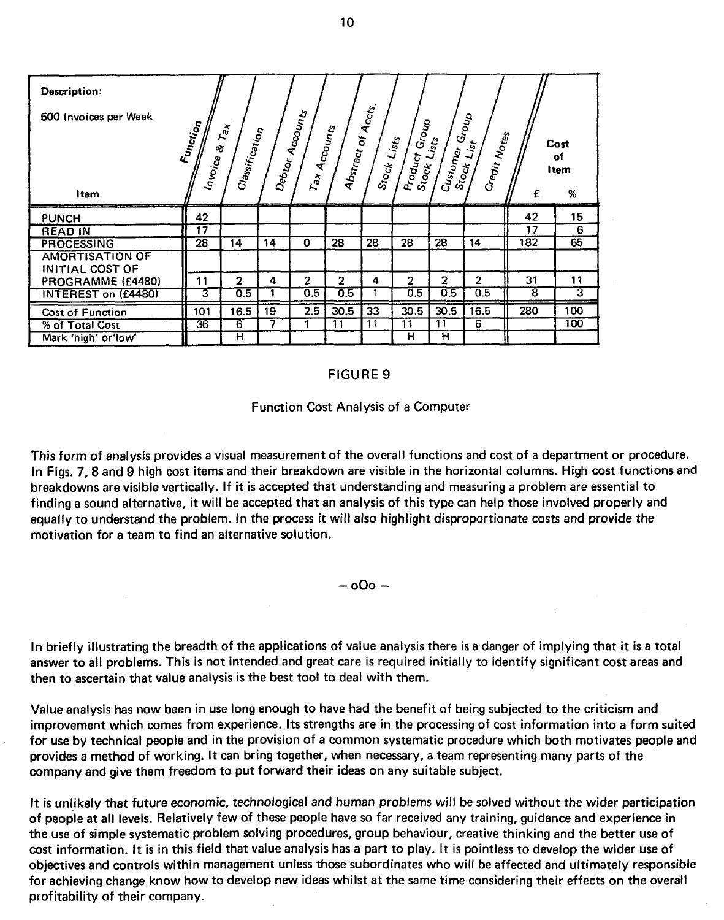| Description: 500 Invoices per Week / Item (Function) | Invoice & Tax | Classification | Debtor Accounts | Tax Accounts | Abstract of Accts. | Stock Lists | Product Group Stock Lists | Customer Group Stock List | Credit Notes | Cost of Item £ | Cost of Item % |
|---|---|---|---|---|---|---|---|---|---|---|---|
| PUNCH | 42 | | | | | | | | | 42 | 15 |
| READ IN | 17 | | | | | | | | | 17 | 6 |
| PROCESSING | 28 | 14 | 14 | 0 | 28 | 28 | 28 | 28 | 14 | 182 | 65 |
| AMORTISATION OF INITIAL COST OF PROGRAMME (£4480) | 11 | 2 | 4 | 2 | 2 | 4 | 2 | 2 | 2 | 31 | 11 |
| INTEREST on (£4480) | 3 | 0.5 | 1 | 0.5 | 0.5 | 1 | 0.5 | 0.5 | 0.5 | 8 | 3 |
| Cost of Function | 101 | 16.5 | 19 | 2.5 | 30.5 | 33 | 30.5 | 30.5 | 16.5 | 280 | 100 |
| % of Total Cost | 36 | 6 | 7 | 1 | 11 | 11 | 11 | 11 | 6 | | 100 |
| Mark 'high' or 'low' | | H | | | | | H | H | | | |

FIGURE 9

Function Cost Analysis of a Computer

This form of analysis provides a visual measurement of the overall functions and cost of a department or procedure. In Figs. 7, 8 and 9 high cost items and their breakdown are visible in the horizontal columns. High cost functions and breakdowns are visible vertically. If it is accepted that understanding and measuring a problem are essential to finding a sound alternative, it will be accepted that an analysis of this type can help those involved properly and equally to understand the problem. In the process it will also highlight disproportionate costs and provide the motivation for a team to find an alternative solution.

– oOo –

In briefly illustrating the breadth of the applications of value analysis there is a danger of implying that it is a total answer to all problems. This is not intended and great care is required initially to identify significant cost areas and then to ascertain that value analysis is the best tool to deal with them.

Value analysis has now been in use long enough to have had the benefit of being subjected to the criticism and improvement which comes from experience. Its strengths are in the processing of cost information into a form suited for use by technical people and in the provision of a common systematic procedure which both motivates people and provides a method of working. It can bring together, when necessary, a team representing many parts of the company and give them freedom to put forward their ideas on any suitable subject.

It is unlikely that future economic, technological and human problems will be solved without the wider participation of people at all levels. Relatively few of these people have so far received any training, guidance and experience in the use of simple systematic problem solving procedures, group behaviour, creative thinking and the better use of cost information. It is in this field that value analysis has a part to play. It is pointless to develop the wider use of objectives and controls within management unless those subordinates who will be affected and ultimately responsible for achieving change know how to develop new ideas whilst at the same time considering their effects on the overall profitability of their company.